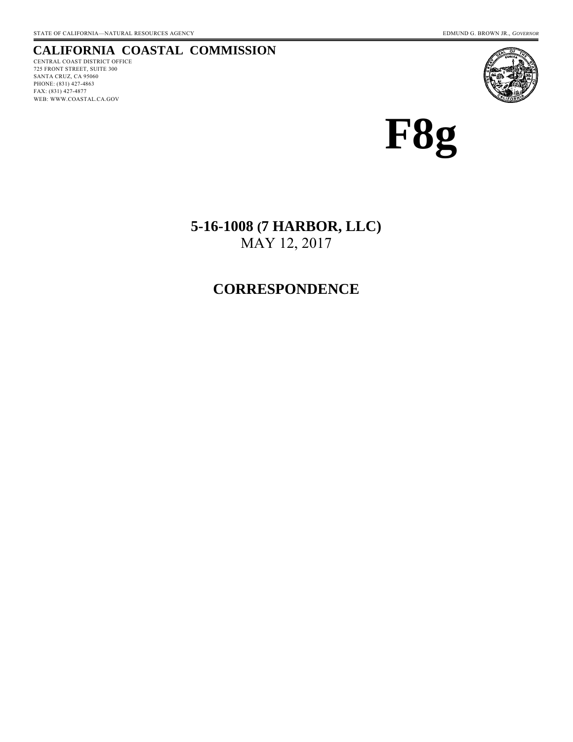STATE OF CALIFORNIA—NATURAL RESOURCES AGENCY

EDMUND G. BROWN JR., *GOVERNOR*

**CALIFORNIA COASTAL COMMISSION**

CENTRAL COAST DISTRICT OFFICE
725 FRONT STREET, SUITE 300
SANTA CRUZ, CA 95060
PHONE: (831) 427-4863
FAX: (831) 427-4877
WEB: WWW.COASTAL.CA.GOV

# F8g

## 5-16-1008 (7 HARBOR, LLC)

MAY 12, 2017

## CORRESPONDENCE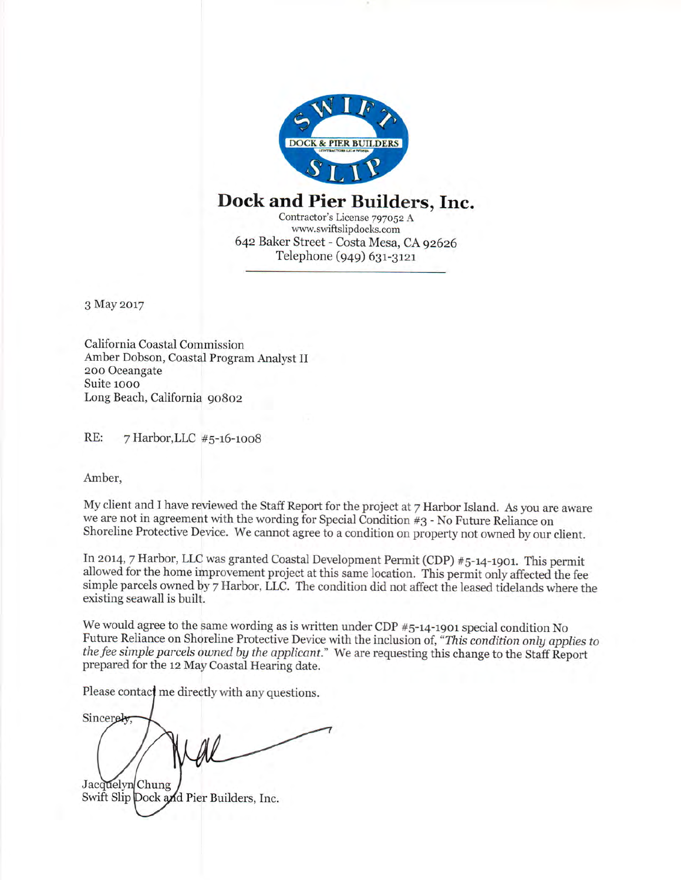# Dock and Pier Builders, Inc.

Contractor's License 797052 A
www.swiftslipdocks.com
642 Baker Street - Costa Mesa, CA 92626
Telephone (949) 631-3121

3 May 2017

California Coastal Commission
Amber Dobson, Coastal Program Analyst II
200 Oceangate
Suite 1000
Long Beach, California 90802

RE: 7 Harbor,LLC #5-16-1008

Amber,

My client and I have reviewed the Staff Report for the project at 7 Harbor Island. As you are aware we are not in agreement with the wording for Special Condition #3 - No Future Reliance on Shoreline Protective Device. We cannot agree to a condition on property not owned by our client.

In 2014, 7 Harbor, LLC was granted Coastal Development Permit (CDP) #5-14-1901. This permit allowed for the home improvement project at this same location. This permit only affected the fee simple parcels owned by 7 Harbor, LLC. The condition did not affect the leased tidelands where the existing seawall is built.

We would agree to the same wording as is written under CDP #5-14-1901 special condition No Future Reliance on Shoreline Protective Device with the inclusion of, "*This condition only applies to the fee simple parcels owned by the applicant.*" We are requesting this change to the Staff Report prepared for the 12 May Coastal Hearing date.

Please contact me directly with any questions.

Sincerely,

Jacquelyn Chung
Swift Slip Dock and Pier Builders, Inc.